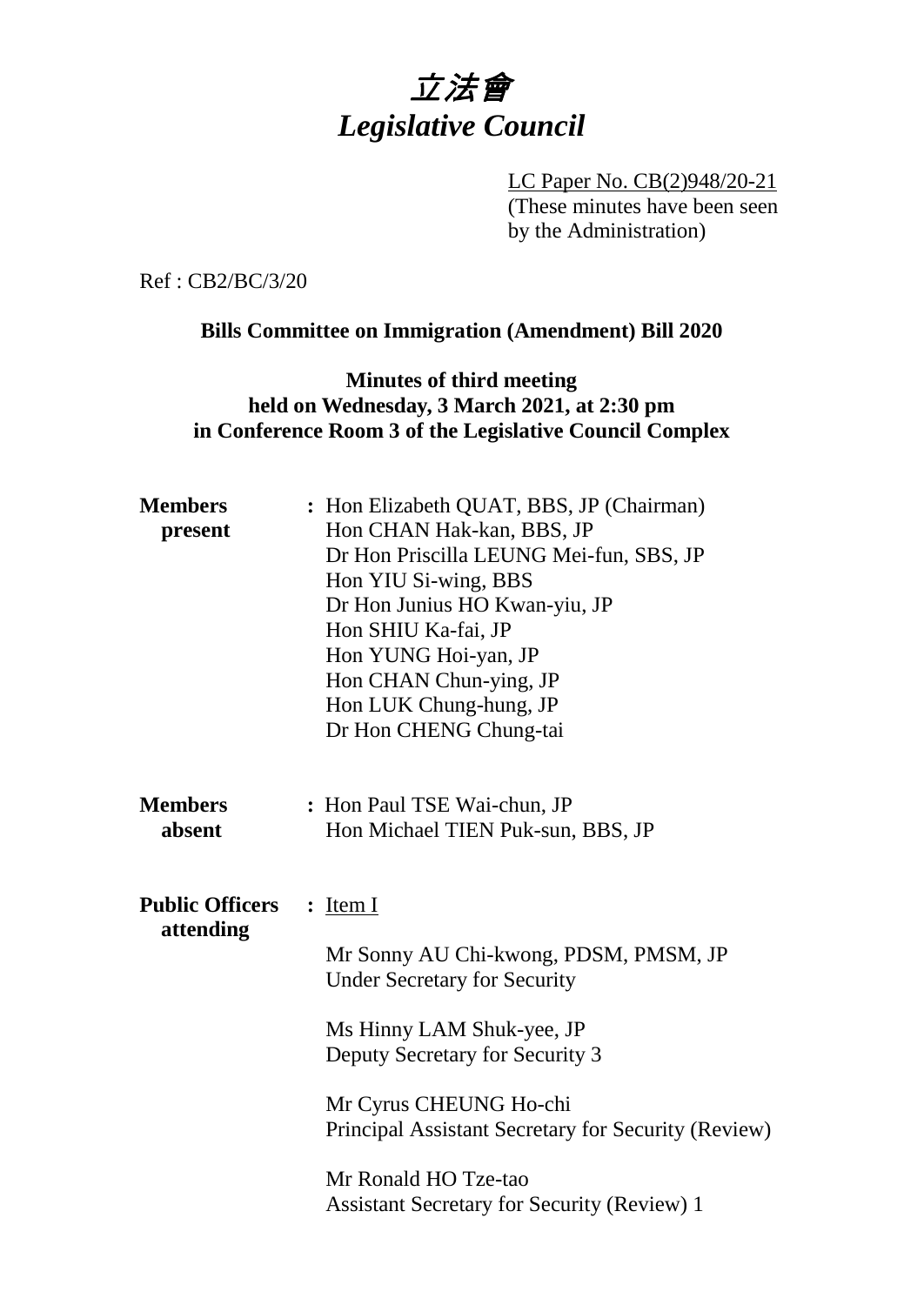# 立法會
# *Legislative Council*

LC Paper No. CB(2)948/20-21
(These minutes have been seen by the Administration)

Ref : CB2/BC/3/20

**Bills Committee on Immigration (Amendment) Bill 2020**

**Minutes of third meeting held on Wednesday, 3 March 2021, at 2:30 pm in Conference Room 3 of the Legislative Council Complex**

**Members present** : Hon Elizabeth QUAT, BBS, JP (Chairman)
Hon CHAN Hak-kan, BBS, JP
Dr Hon Priscilla LEUNG Mei-fun, SBS, JP
Hon YIU Si-wing, BBS
Dr Hon Junius HO Kwan-yiu, JP
Hon SHIU Ka-fai, JP
Hon YUNG Hoi-yan, JP
Hon CHAN Chun-ying, JP
Hon LUK Chung-hung, JP
Dr Hon CHENG Chung-tai

**Members absent** : Hon Paul TSE Wai-chun, JP
Hon Michael TIEN Puk-sun, BBS, JP

**Public Officers attending** : Item I

Mr Sonny AU Chi-kwong, PDSM, PMSM, JP
Under Secretary for Security

Ms Hinny LAM Shuk-yee, JP
Deputy Secretary for Security 3

Mr Cyrus CHEUNG Ho-chi
Principal Assistant Secretary for Security (Review)

Mr Ronald HO Tze-tao
Assistant Secretary for Security (Review) 1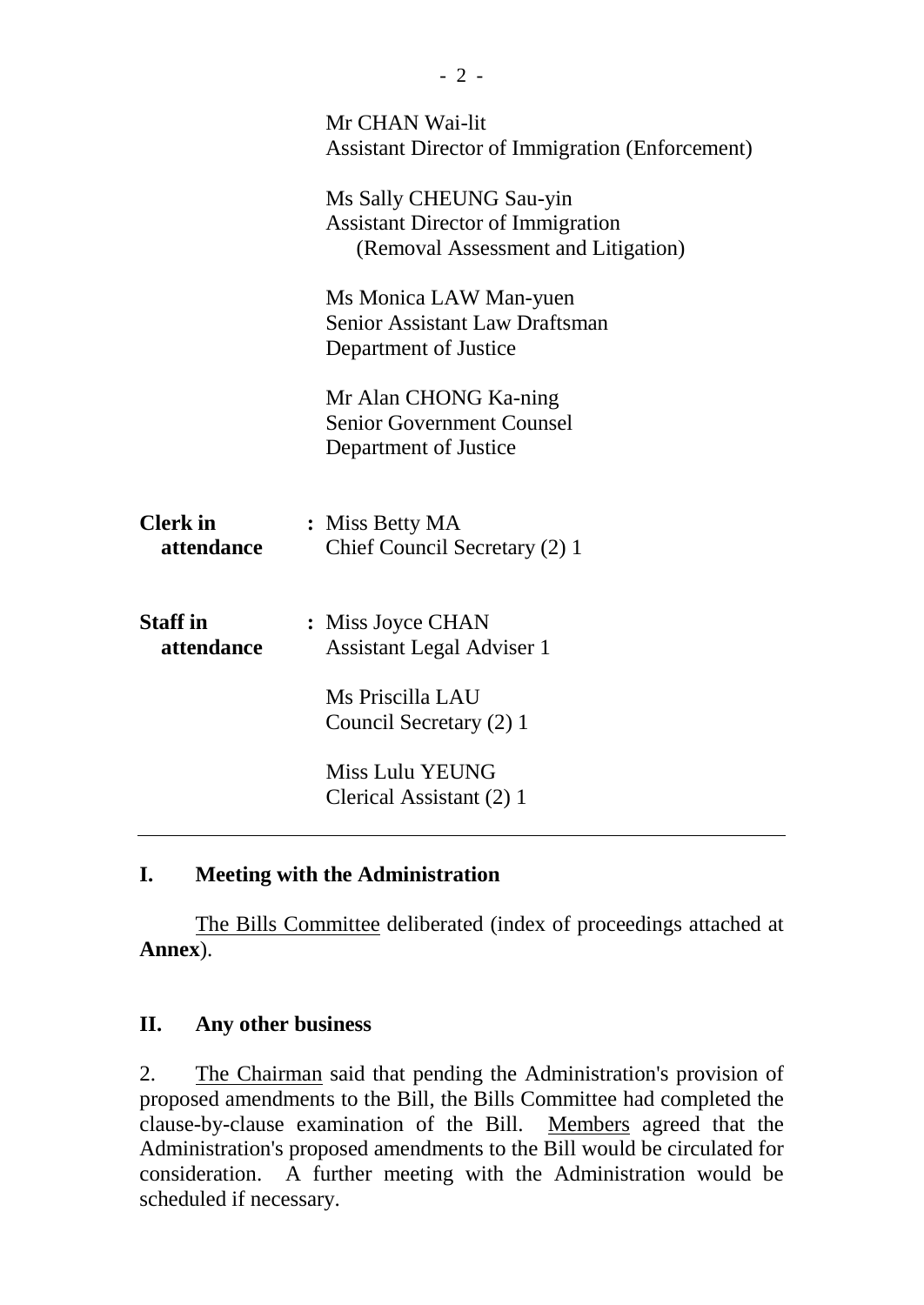Mr CHAN Wai-lit
Assistant Director of Immigration (Enforcement)

Ms Sally CHEUNG Sau-yin
Assistant Director of Immigration
(Removal Assessment and Litigation)

Ms Monica LAW Man-yuen
Senior Assistant Law Draftsman
Department of Justice

Mr Alan CHONG Ka-ning
Senior Government Counsel
Department of Justice

**Clerk in attendance** : Miss Betty MA
Chief Council Secretary (2) 1

**Staff in attendance** : Miss Joyce CHAN
Assistant Legal Adviser 1

Ms Priscilla LAU
Council Secretary (2) 1

Miss Lulu YEUNG
Clerical Assistant (2) 1

---

## I. Meeting with the Administration

The Bills Committee deliberated (index of proceedings attached at **Annex**).

## II. Any other business

2. The Chairman said that pending the Administration's provision of proposed amendments to the Bill, the Bills Committee had completed the clause-by-clause examination of the Bill. Members agreed that the Administration's proposed amendments to the Bill would be circulated for consideration. A further meeting with the Administration would be scheduled if necessary.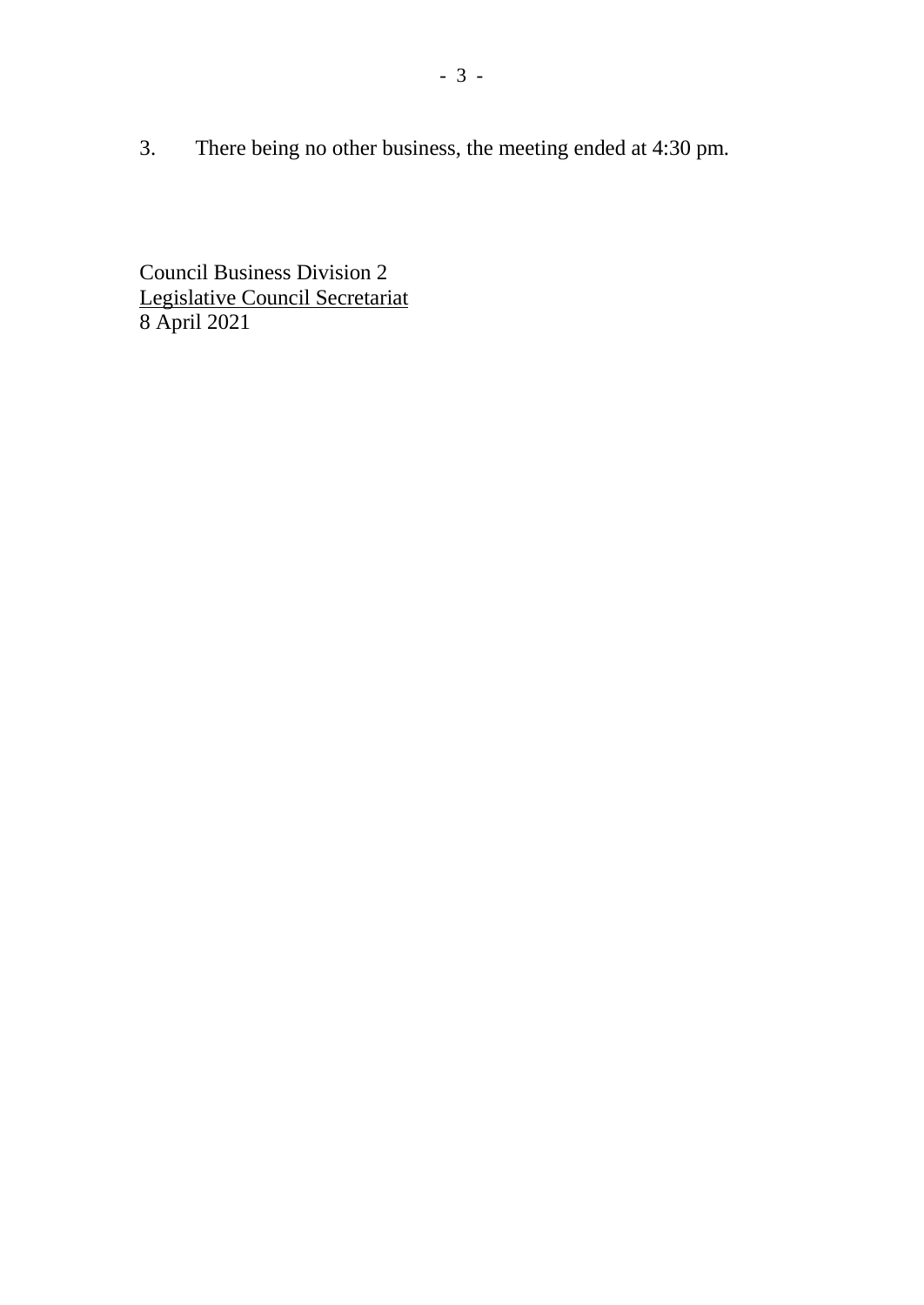3. There being no other business, the meeting ended at 4:30 pm.

Council Business Division 2
Legislative Council Secretariat
8 April 2021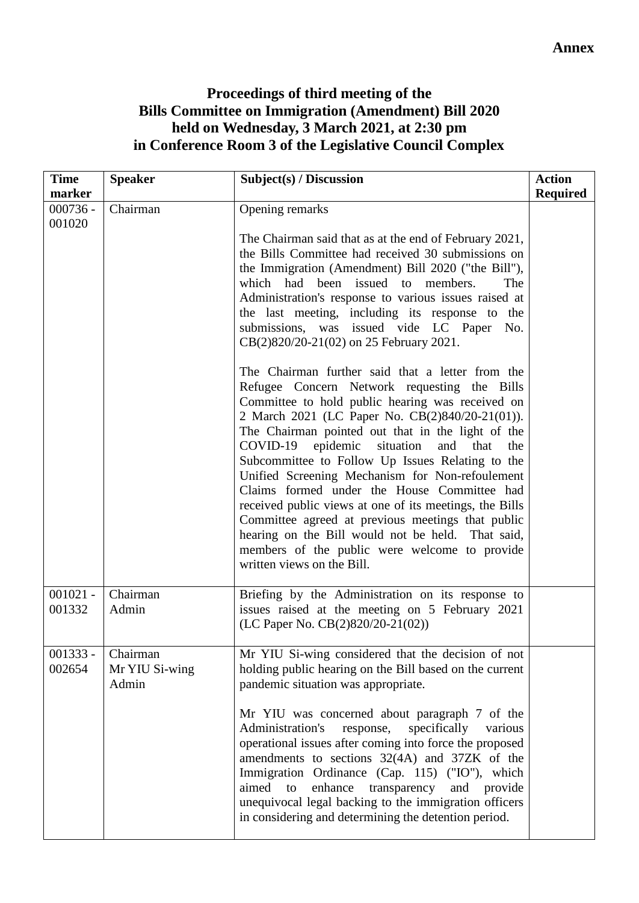**Annex**

# Proceedings of third meeting of the Bills Committee on Immigration (Amendment) Bill 2020 held on Wednesday, 3 March 2021, at 2:30 pm in Conference Room 3 of the Legislative Council Complex

| Time marker | Speaker | Subject(s) / Discussion | Action Required |
|---|---|---|---|
| 000736 - 001020 | Chairman | Opening remarks<br><br>The Chairman said that as at the end of February 2021, the Bills Committee had received 30 submissions on the Immigration (Amendment) Bill 2020 ("the Bill"), which had been issued to members. The Administration's response to various issues raised at the last meeting, including its response to the submissions, was issued vide LC Paper No. CB(2)820/20-21(02) on 25 February 2021.<br><br>The Chairman further said that a letter from the Refugee Concern Network requesting the Bills Committee to hold public hearing was received on 2 March 2021 (LC Paper No. CB(2)840/20-21(01)). The Chairman pointed out that in the light of the COVID-19 epidemic situation and that the Subcommittee to Follow Up Issues Relating to the Unified Screening Mechanism for Non-refoulement Claims formed under the House Committee had received public views at one of its meetings, the Bills Committee agreed at previous meetings that public hearing on the Bill would not be held. That said, members of the public were welcome to provide written views on the Bill. | |
| 001021 - 001332 | Chairman<br>Admin | Briefing by the Administration on its response to issues raised at the meeting on 5 February 2021 (LC Paper No. CB(2)820/20-21(02)) | |
| 001333 - 002654 | Chairman<br>Mr YIU Si-wing<br>Admin | Mr YIU Si-wing considered that the decision of not holding public hearing on the Bill based on the current pandemic situation was appropriate.<br><br>Mr YIU was concerned about paragraph 7 of the Administration's response, specifically various operational issues after coming into force the proposed amendments to sections 32(4A) and 37ZK of the Immigration Ordinance (Cap. 115) ("IO"), which aimed to enhance transparency and provide unequivocal legal backing to the immigration officers in considering and determining the detention period. | |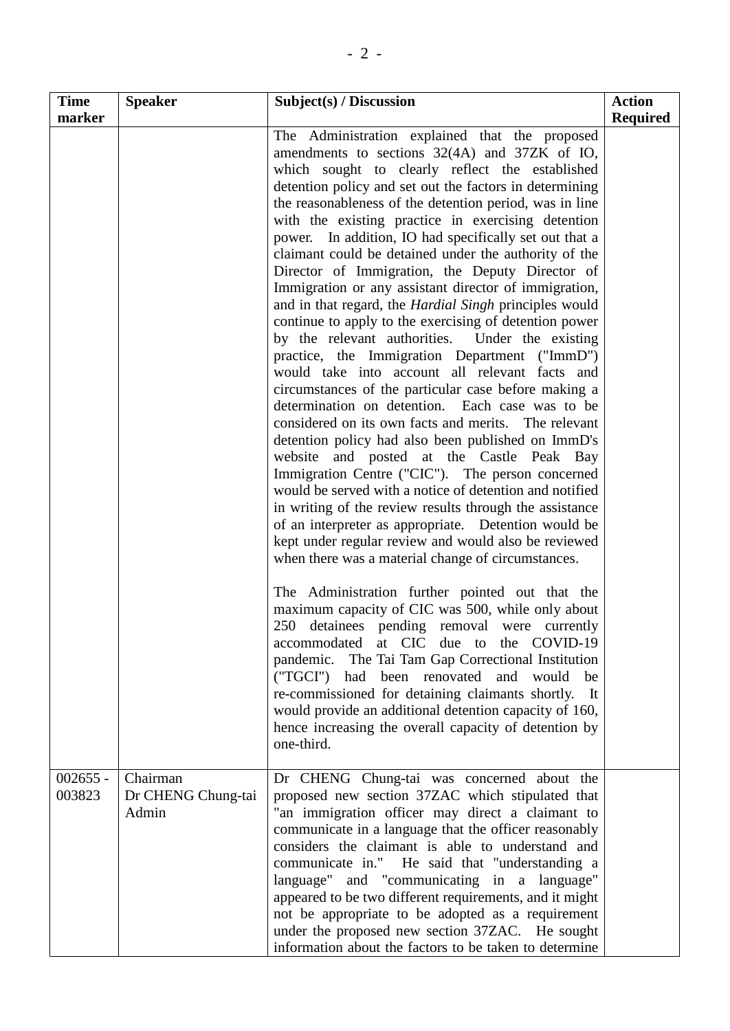| Time marker | Speaker | Subject(s) / Discussion | Action Required |
|---|---|---|---|
| | | The Administration explained that the proposed amendments to sections 32(4A) and 37ZK of IO, which sought to clearly reflect the established detention policy and set out the factors in determining the reasonableness of the detention period, was in line with the existing practice in exercising detention power. In addition, IO had specifically set out that a claimant could be detained under the authority of the Director of Immigration, the Deputy Director of Immigration or any assistant director of immigration, and in that regard, the *Hardial Singh* principles would continue to apply to the exercising of detention power by the relevant authorities. Under the existing practice, the Immigration Department ("ImmD") would take into account all relevant facts and circumstances of the particular case before making a determination on detention. Each case was to be considered on its own facts and merits. The relevant detention policy had also been published on ImmD's website and posted at the Castle Peak Bay Immigration Centre ("CIC"). The person concerned would be served with a notice of detention and notified in writing of the review results through the assistance of an interpreter as appropriate. Detention would be kept under regular review and would also be reviewed when there was a material change of circumstances.<br><br>The Administration further pointed out that the maximum capacity of CIC was 500, while only about 250 detainees pending removal were currently accommodated at CIC due to the COVID-19 pandemic. The Tai Tam Gap Correctional Institution ("TGCI") had been renovated and would be re-commissioned for detaining claimants shortly. It would provide an additional detention capacity of 160, hence increasing the overall capacity of detention by one-third. | |
| 002655 - 003823 | Chairman<br>Dr CHENG Chung-tai<br>Admin | Dr CHENG Chung-tai was concerned about the proposed new section 37ZAC which stipulated that "an immigration officer may direct a claimant to communicate in a language that the officer reasonably considers the claimant is able to understand and communicate in." He said that "understanding a language" and "communicating in a language" appeared to be two different requirements, and it might not be appropriate to be adopted as a requirement under the proposed new section 37ZAC. He sought information about the factors to be taken to determine | |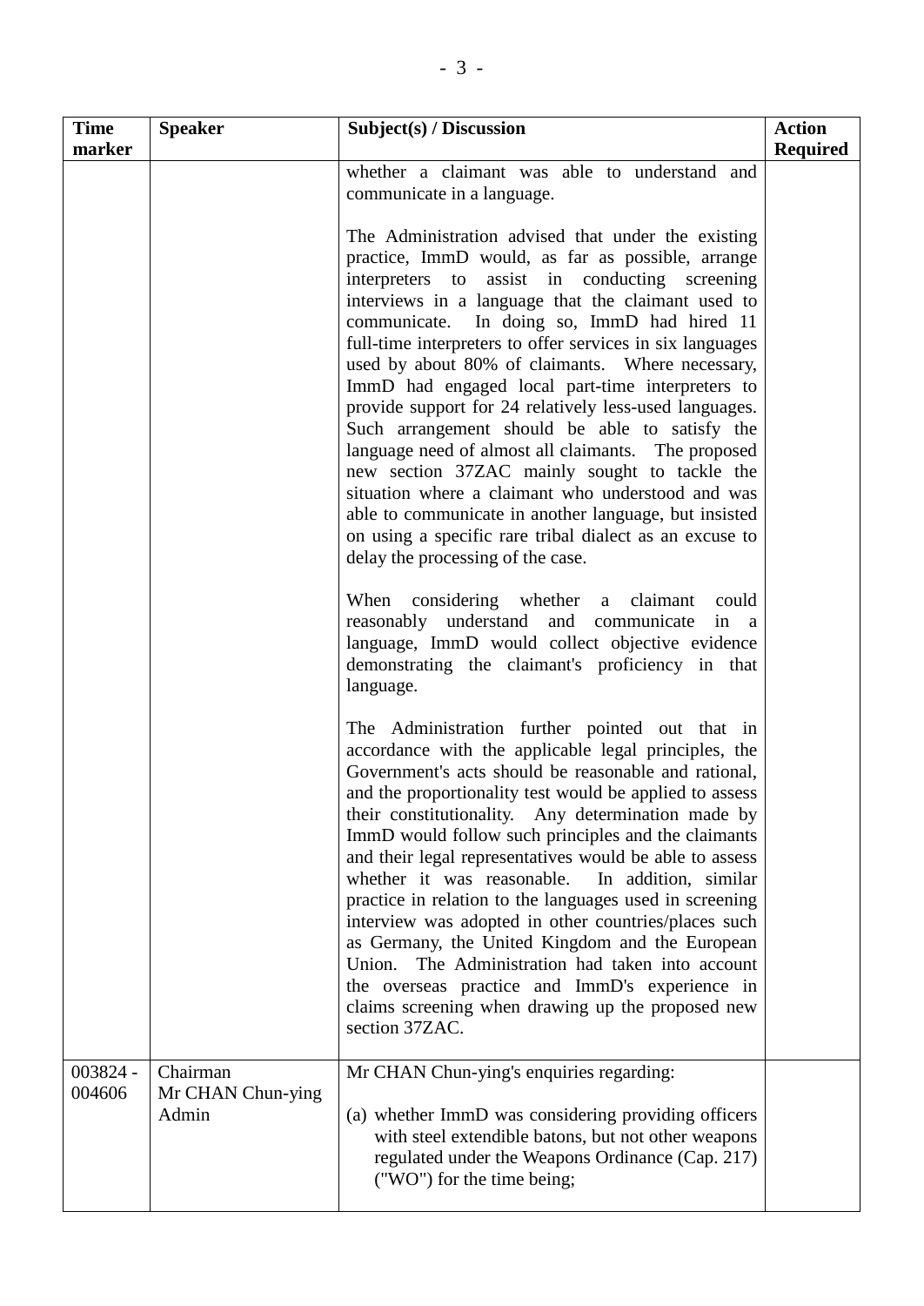| Time marker | Speaker | Subject(s) / Discussion | Action Required |
|---|---|---|---|
| | | whether a claimant was able to understand and communicate in a language.<br><br>The Administration advised that under the existing practice, ImmD would, as far as possible, arrange interpreters to assist in conducting screening interviews in a language that the claimant used to communicate. In doing so, ImmD had hired 11 full-time interpreters to offer services in six languages used by about 80% of claimants. Where necessary, ImmD had engaged local part-time interpreters to provide support for 24 relatively less-used languages. Such arrangement should be able to satisfy the language need of almost all claimants. The proposed new section 37ZAC mainly sought to tackle the situation where a claimant who understood and was able to communicate in another language, but insisted on using a specific rare tribal dialect as an excuse to delay the processing of the case.<br><br>When considering whether a claimant could reasonably understand and communicate in a language, ImmD would collect objective evidence demonstrating the claimant's proficiency in that language.<br><br>The Administration further pointed out that in accordance with the applicable legal principles, the Government's acts should be reasonable and rational, and the proportionality test would be applied to assess their constitutionality. Any determination made by ImmD would follow such principles and the claimants and their legal representatives would be able to assess whether it was reasonable. In addition, similar practice in relation to the languages used in screening interview was adopted in other countries/places such as Germany, the United Kingdom and the European Union. The Administration had taken into account the overseas practice and ImmD's experience in claims screening when drawing up the proposed new section 37ZAC. | |
| 003824 - 004606 | Chairman<br>Mr CHAN Chun-ying<br>Admin | Mr CHAN Chun-ying's enquiries regarding:<br><br>(a) whether ImmD was considering providing officers with steel extendible batons, but not other weapons regulated under the Weapons Ordinance (Cap. 217) ("WO") for the time being; | |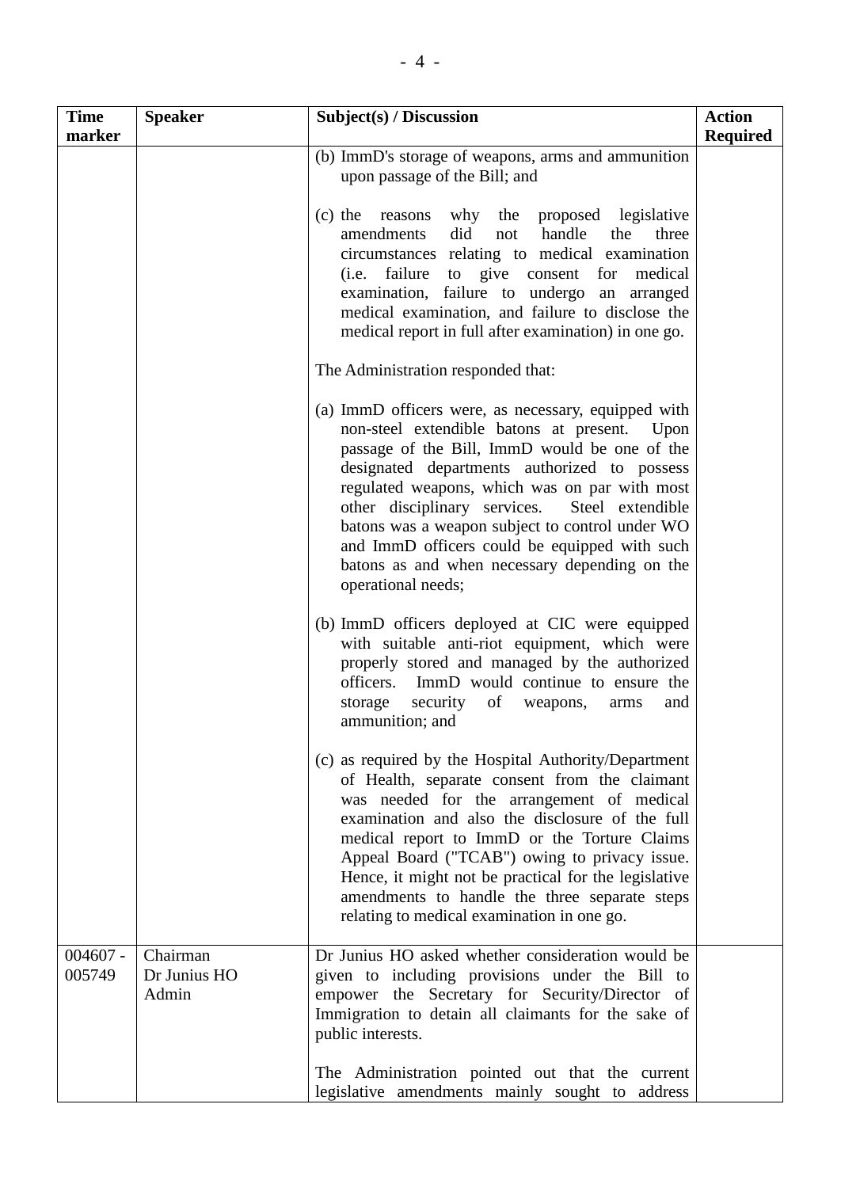| Time marker | Speaker | Subject(s) / Discussion | Action Required |
|---|---|---|---|
| | | (b) ImmD's storage of weapons, arms and ammunition upon passage of the Bill; and<br><br>(c) the reasons why the proposed legislative amendments did not handle the three circumstances relating to medical examination (i.e. failure to give consent for medical examination, failure to undergo an arranged medical examination, and failure to disclose the medical report in full after examination) in one go.<br><br>The Administration responded that:<br><br>(a) ImmD officers were, as necessary, equipped with non-steel extendible batons at present. Upon passage of the Bill, ImmD would be one of the designated departments authorized to possess regulated weapons, which was on par with most other disciplinary services. Steel extendible batons was a weapon subject to control under WO and ImmD officers could be equipped with such batons as and when necessary depending on the operational needs;<br><br>(b) ImmD officers deployed at CIC were equipped with suitable anti-riot equipment, which were properly stored and managed by the authorized officers. ImmD would continue to ensure the storage security of weapons, arms and ammunition; and<br><br>(c) as required by the Hospital Authority/Department of Health, separate consent from the claimant was needed for the arrangement of medical examination and also the disclosure of the full medical report to ImmD or the Torture Claims Appeal Board ("TCAB") owing to privacy issue. Hence, it might not be practical for the legislative amendments to handle the three separate steps relating to medical examination in one go. | |
| 004607 - 005749 | Chairman<br>Dr Junius HO<br>Admin | Dr Junius HO asked whether consideration would be given to including provisions under the Bill to empower the Secretary for Security/Director of Immigration to detain all claimants for the sake of public interests.<br><br>The Administration pointed out that the current legislative amendments mainly sought to address | |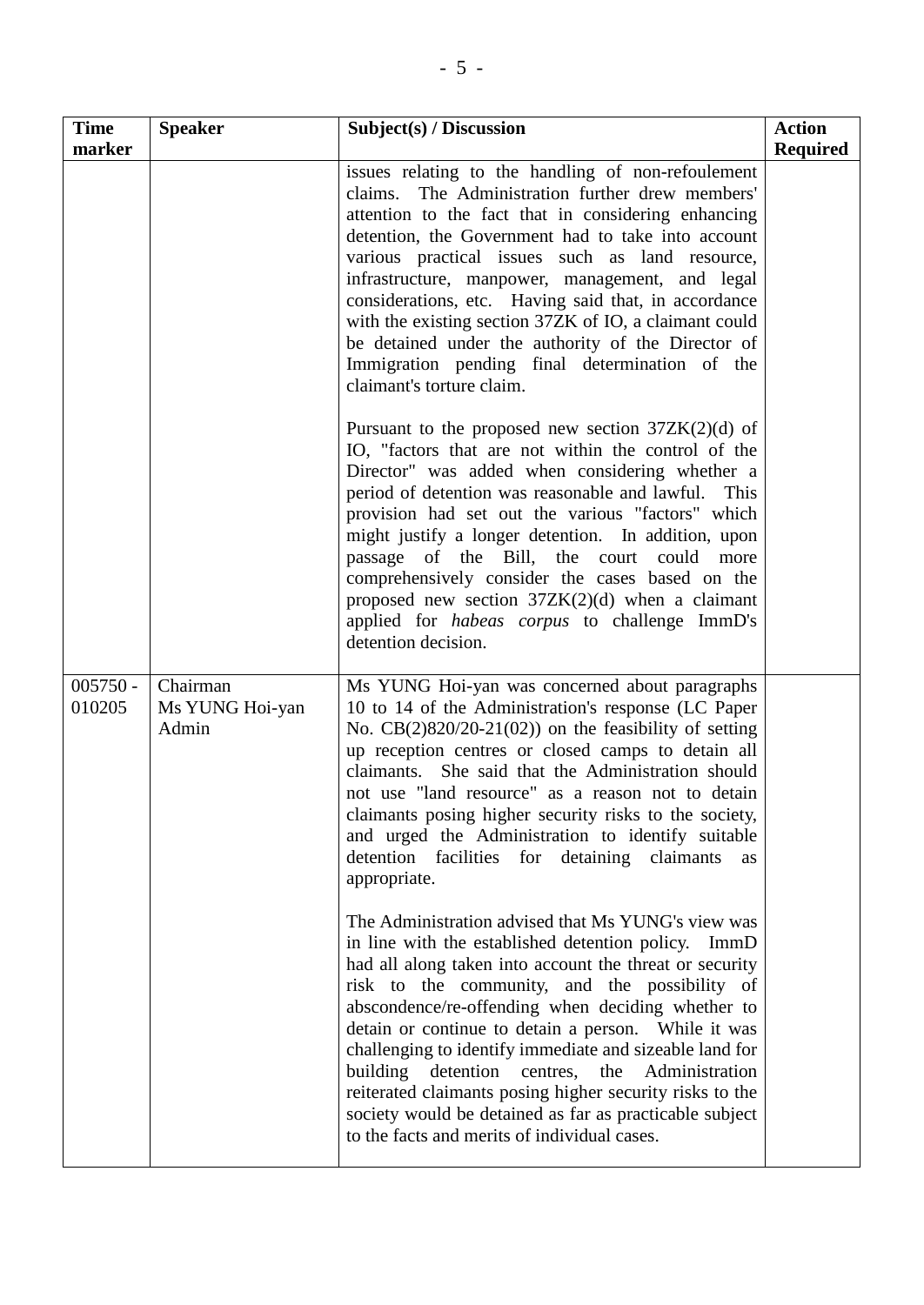| Time marker | Speaker | Subject(s) / Discussion | Action Required |
|---|---|---|---|
| | | issues relating to the handling of non-refoulement claims. The Administration further drew members' attention to the fact that in considering enhancing detention, the Government had to take into account various practical issues such as land resource, infrastructure, manpower, management, and legal considerations, etc. Having said that, in accordance with the existing section 37ZK of IO, a claimant could be detained under the authority of the Director of Immigration pending final determination of the claimant's torture claim.<br><br>Pursuant to the proposed new section 37ZK(2)(d) of IO, "factors that are not within the control of the Director" was added when considering whether a period of detention was reasonable and lawful. This provision had set out the various "factors" which might justify a longer detention. In addition, upon passage of the Bill, the court could more comprehensively consider the cases based on the proposed new section 37ZK(2)(d) when a claimant applied for *habeas corpus* to challenge ImmD's detention decision. | |
| 005750 - 010205 | Chairman<br>Ms YUNG Hoi-yan<br>Admin | Ms YUNG Hoi-yan was concerned about paragraphs 10 to 14 of the Administration's response (LC Paper No. CB(2)820/20-21(02)) on the feasibility of setting up reception centres or closed camps to detain all claimants. She said that the Administration should not use "land resource" as a reason not to detain claimants posing higher security risks to the society, and urged the Administration to identify suitable detention facilities for detaining claimants as appropriate.<br><br>The Administration advised that Ms YUNG's view was in line with the established detention policy. ImmD had all along taken into account the threat or security risk to the community, and the possibility of abscondence/re-offending when deciding whether to detain or continue to detain a person. While it was challenging to identify immediate and sizeable land for building detention centres, the Administration reiterated claimants posing higher security risks to the society would be detained as far as practicable subject to the facts and merits of individual cases. | |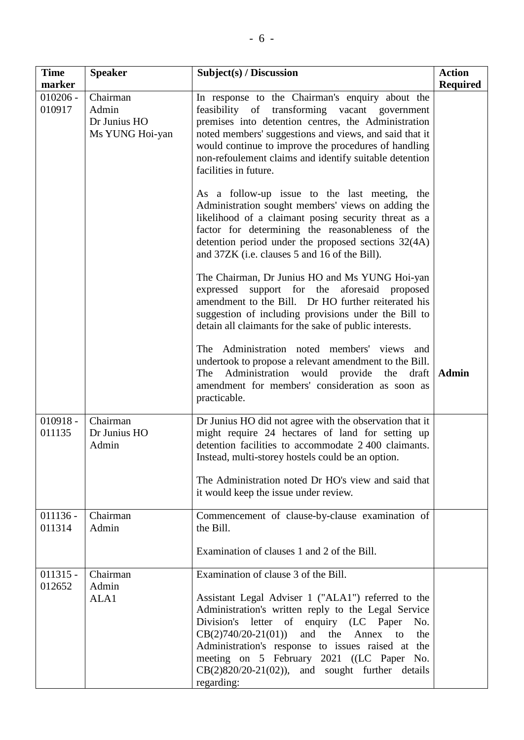| Time marker | Speaker | Subject(s) / Discussion | Action Required |
|---|---|---|---|
| 010206 - 010917 | Chairman<br>Admin<br>Dr Junius HO<br>Ms YUNG Hoi-yan | In response to the Chairman's enquiry about the feasibility of transforming vacant government premises into detention centres, the Administration noted members' suggestions and views, and said that it would continue to improve the procedures of handling non-refoulement claims and identify suitable detention facilities in future.<br><br>As a follow-up issue to the last meeting, the Administration sought members' views on adding the likelihood of a claimant posing security threat as a factor for determining the reasonableness of the detention period under the proposed sections 32(4A) and 37ZK (i.e. clauses 5 and 16 of the Bill).<br><br>The Chairman, Dr Junius HO and Ms YUNG Hoi-yan expressed support for the aforesaid proposed amendment to the Bill. Dr HO further reiterated his suggestion of including provisions under the Bill to detain all claimants for the sake of public interests.<br><br>The Administration noted members' views and undertook to propose a relevant amendment to the Bill. The Administration would provide the draft amendment for members' consideration as soon as practicable. | **Admin** |
| 010918 - 011135 | Chairman<br>Dr Junius HO<br>Admin | Dr Junius HO did not agree with the observation that it might require 24 hectares of land for setting up detention facilities to accommodate 2 400 claimants. Instead, multi-storey hostels could be an option.<br><br>The Administration noted Dr HO's view and said that it would keep the issue under review. | |
| 011136 - 011314 | Chairman<br>Admin | Commencement of clause-by-clause examination of the Bill.<br><br>Examination of clauses 1 and 2 of the Bill. | |
| 011315 - 012652 | Chairman<br>Admin<br>ALA1 | Examination of clause 3 of the Bill.<br><br>Assistant Legal Adviser 1 ("ALA1") referred to the Administration's written reply to the Legal Service Division's letter of enquiry (LC Paper No. CB(2)740/20-21(01)) and the Annex to the Administration's response to issues raised at the meeting on 5 February 2021 ((LC Paper No. CB(2)820/20-21(02)), and sought further details regarding: | |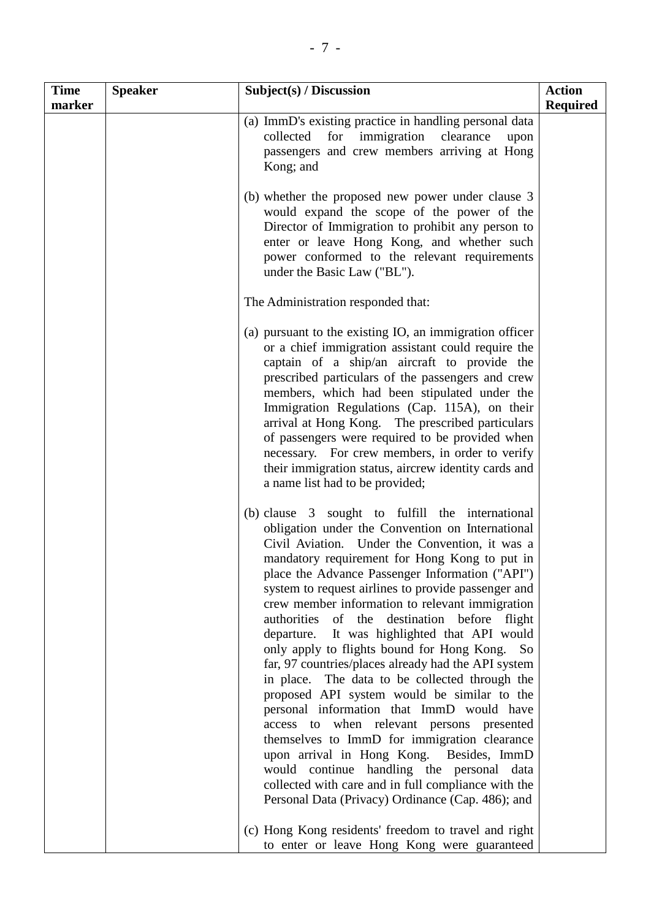| Time marker | Speaker | Subject(s) / Discussion | Action Required |
|---|---|---|---|
| | | (a) ImmD's existing practice in handling personal data collected for immigration clearance upon passengers and crew members arriving at Hong Kong; and<br><br>(b) whether the proposed new power under clause 3 would expand the scope of the power of the Director of Immigration to prohibit any person to enter or leave Hong Kong, and whether such power conformed to the relevant requirements under the Basic Law ("BL").<br><br>The Administration responded that:<br><br>(a) pursuant to the existing IO, an immigration officer or a chief immigration assistant could require the captain of a ship/an aircraft to provide the prescribed particulars of the passengers and crew members, which had been stipulated under the Immigration Regulations (Cap. 115A), on their arrival at Hong Kong. The prescribed particulars of passengers were required to be provided when necessary. For crew members, in order to verify their immigration status, aircrew identity cards and a name list had to be provided;<br><br>(b) clause 3 sought to fulfill the international obligation under the Convention on International Civil Aviation. Under the Convention, it was a mandatory requirement for Hong Kong to put in place the Advance Passenger Information ("API") system to request airlines to provide passenger and crew member information to relevant immigration authorities of the destination before flight departure. It was highlighted that API would only apply to flights bound for Hong Kong. So far, 97 countries/places already had the API system in place. The data to be collected through the proposed API system would be similar to the personal information that ImmD would have access to when relevant persons presented themselves to ImmD for immigration clearance upon arrival in Hong Kong. Besides, ImmD would continue handling the personal data collected with care and in full compliance with the Personal Data (Privacy) Ordinance (Cap. 486); and<br><br>(c) Hong Kong residents' freedom to travel and right to enter or leave Hong Kong were guaranteed | |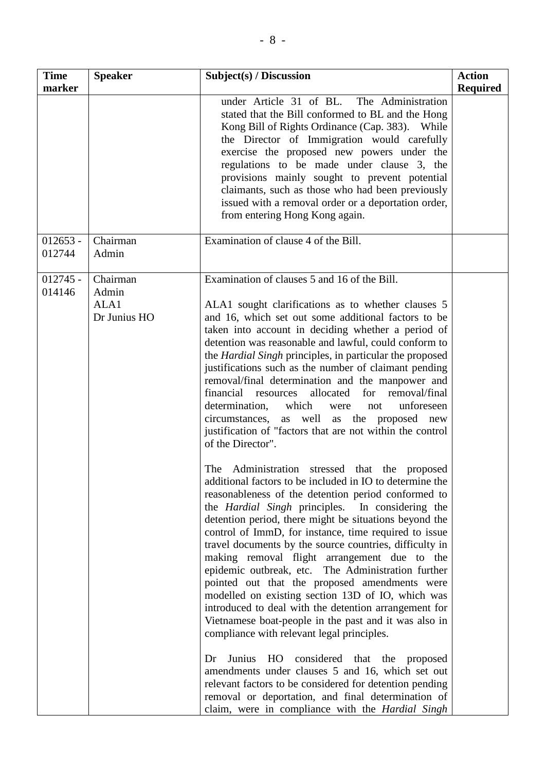| Time marker | Speaker | Subject(s) / Discussion | Action Required |
|---|---|---|---|
| | | under Article 31 of BL. The Administration stated that the Bill conformed to BL and the Hong Kong Bill of Rights Ordinance (Cap. 383). While the Director of Immigration would carefully exercise the proposed new powers under the regulations to be made under clause 3, the provisions mainly sought to prevent potential claimants, such as those who had been previously issued with a removal order or a deportation order, from entering Hong Kong again. | |
| 012653 - 012744 | Chairman<br>Admin | Examination of clause 4 of the Bill. | |
| 012745 - 014146 | Chairman<br>Admin<br>ALA1<br>Dr Junius HO | Examination of clauses 5 and 16 of the Bill.<br><br>ALA1 sought clarifications as to whether clauses 5 and 16, which set out some additional factors to be taken into account in deciding whether a period of detention was reasonable and lawful, could conform to the *Hardial Singh* principles, in particular the proposed justifications such as the number of claimant pending removal/final determination and the manpower and financial resources allocated for removal/final determination, which were not unforeseen circumstances, as well as the proposed new justification of "factors that are not within the control of the Director".<br><br>The Administration stressed that the proposed additional factors to be included in IO to determine the reasonableness of the detention period conformed to the *Hardial Singh* principles. In considering the detention period, there might be situations beyond the control of ImmD, for instance, time required to issue travel documents by the source countries, difficulty in making removal flight arrangement due to the epidemic outbreak, etc. The Administration further pointed out that the proposed amendments were modelled on existing section 13D of IO, which was introduced to deal with the detention arrangement for Vietnamese boat-people in the past and it was also in compliance with relevant legal principles.<br><br>Dr Junius HO considered that the proposed amendments under clauses 5 and 16, which set out relevant factors to be considered for detention pending removal or deportation, and final determination of claim, were in compliance with the *Hardial Singh* | |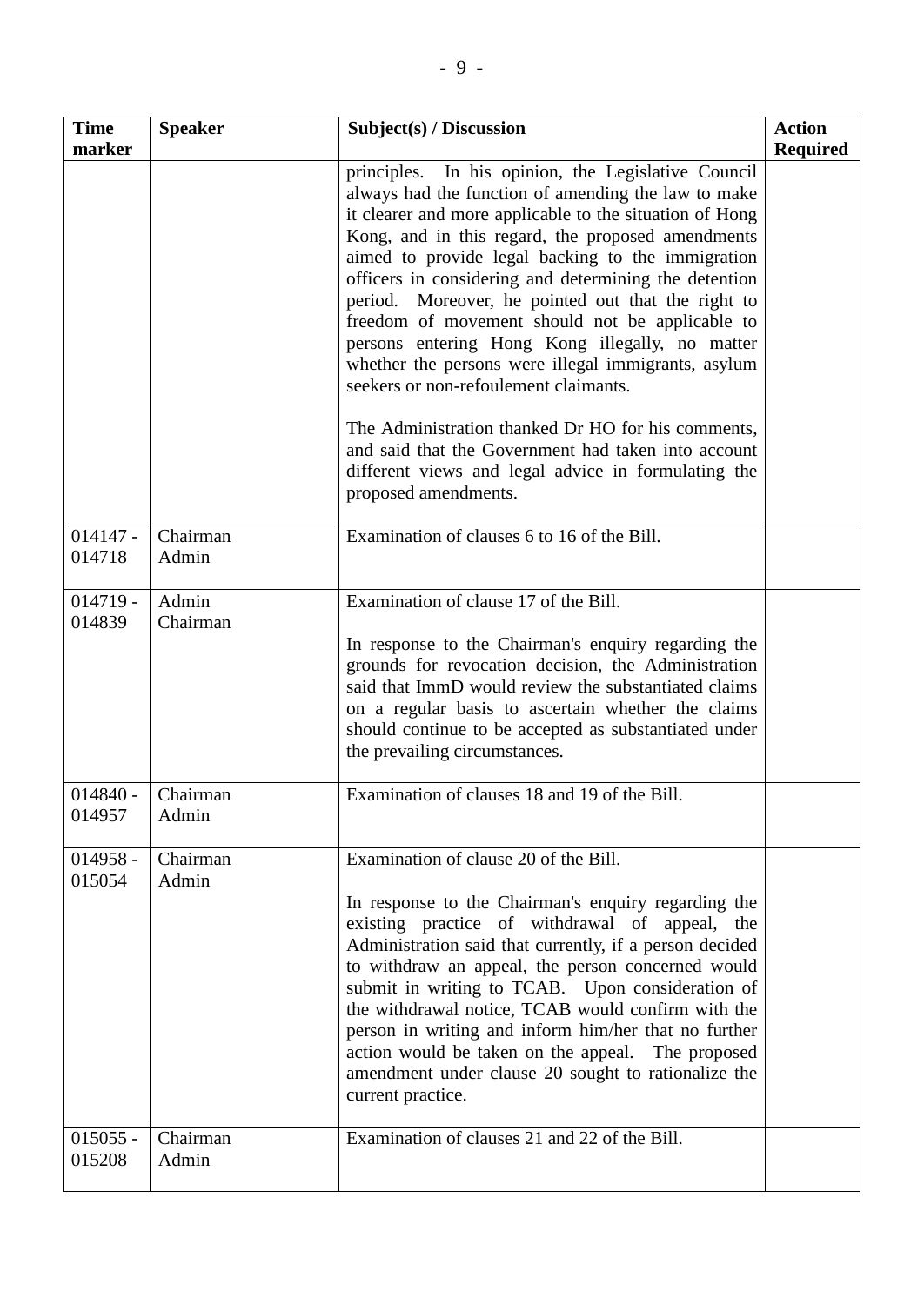| Time marker | Speaker | Subject(s) / Discussion | Action Required |
|---|---|---|---|
| | | principles. In his opinion, the Legislative Council always had the function of amending the law to make it clearer and more applicable to the situation of Hong Kong, and in this regard, the proposed amendments aimed to provide legal backing to the immigration officers in considering and determining the detention period. Moreover, he pointed out that the right to freedom of movement should not be applicable to persons entering Hong Kong illegally, no matter whether the persons were illegal immigrants, asylum seekers or non-refoulement claimants.<br><br>The Administration thanked Dr HO for his comments, and said that the Government had taken into account different views and legal advice in formulating the proposed amendments. | |
| 014147 - 014718 | Chairman<br>Admin | Examination of clauses 6 to 16 of the Bill. | |
| 014719 - 014839 | Admin<br>Chairman | Examination of clause 17 of the Bill.<br><br>In response to the Chairman's enquiry regarding the grounds for revocation decision, the Administration said that ImmD would review the substantiated claims on a regular basis to ascertain whether the claims should continue to be accepted as substantiated under the prevailing circumstances. | |
| 014840 - 014957 | Chairman<br>Admin | Examination of clauses 18 and 19 of the Bill. | |
| 014958 - 015054 | Chairman<br>Admin | Examination of clause 20 of the Bill.<br><br>In response to the Chairman's enquiry regarding the existing practice of withdrawal of appeal, the Administration said that currently, if a person decided to withdraw an appeal, the person concerned would submit in writing to TCAB. Upon consideration of the withdrawal notice, TCAB would confirm with the person in writing and inform him/her that no further action would be taken on the appeal. The proposed amendment under clause 20 sought to rationalize the current practice. | |
| 015055 - 015208 | Chairman<br>Admin | Examination of clauses 21 and 22 of the Bill. | |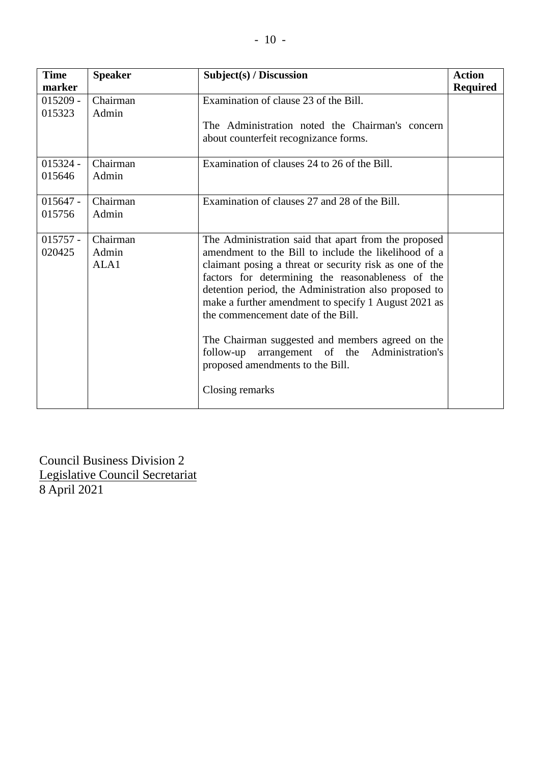| Time marker | Speaker | Subject(s) / Discussion | Action Required |
|---|---|---|---|
| 015209 - 015323 | Chairman<br>Admin | Examination of clause 23 of the Bill.<br><br>The Administration noted the Chairman's concern about counterfeit recognizance forms. | |
| 015324 - 015646 | Chairman<br>Admin | Examination of clauses 24 to 26 of the Bill. | |
| 015647 - 015756 | Chairman<br>Admin | Examination of clauses 27 and 28 of the Bill. | |
| 015757 - 020425 | Chairman<br>Admin<br>ALA1 | The Administration said that apart from the proposed amendment to the Bill to include the likelihood of a claimant posing a threat or security risk as one of the factors for determining the reasonableness of the detention period, the Administration also proposed to make a further amendment to specify 1 August 2021 as the commencement date of the Bill.<br><br>The Chairman suggested and members agreed on the follow-up arrangement of the Administration's proposed amendments to the Bill.<br><br>Closing remarks | |

Council Business Division 2
Legislative Council Secretariat
8 April 2021